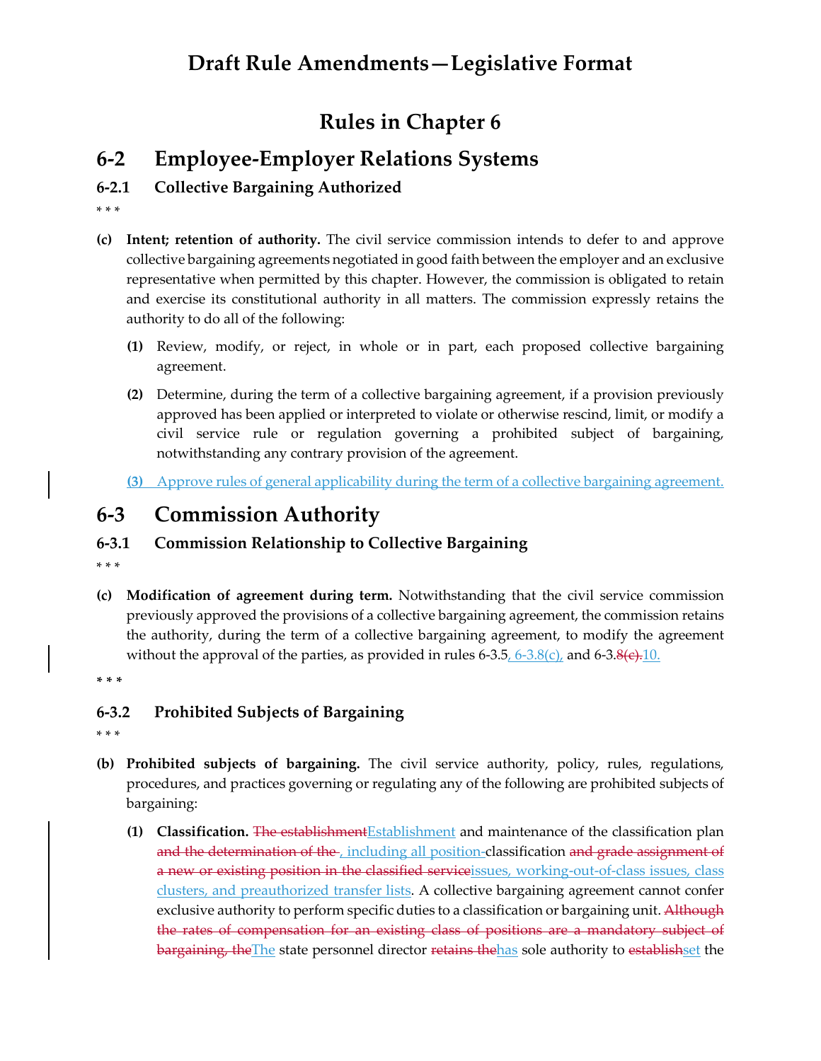# Draft Rule Amendments—Legislative Format

## Rules in Chapter 6

## 6-2 Employee-Employer Relations Systems

### 6-2.1 Collective Bargaining Authorized

\* \* \*

**(c) Intent; retention of authority.** The civil service commission intends to defer to and approve collective bargaining agreements negotiated in good faith between the employer and an exclusive representative when permitted by this chapter. However, the commission is obligated to retain and exercise its constitutional authority in all matters. The commission expressly retains the authority to do all of the following:

**(1)** Review, modify, or reject, in whole or in part, each proposed collective bargaining agreement.

**(2)** Determine, during the term of a collective bargaining agreement, if a provision previously approved has been applied or interpreted to violate or otherwise rescind, limit, or modify a civil service rule or regulation governing a prohibited subject of bargaining, notwithstanding any contrary provision of the agreement.

<u>**(3)** Approve rules of general applicability during the term of a collective bargaining agreement.</u>

## 6-3 Commission Authority

### 6-3.1 Commission Relationship to Collective Bargaining

\* \* \*

**(c) Modification of agreement during term.** Notwithstanding that the civil service commission previously approved the provisions of a collective bargaining agreement, the commission retains the authority, during the term of a collective bargaining agreement, to modify the agreement without the approval of the parties, as provided in rules 6-3.5<u>, 6-3.8(c),</u> and 6-3.~~8(c).~~<u>10.</u>

**\* \* \***

### 6-3.2 Prohibited Subjects of Bargaining

\* \* \*

**(b) Prohibited subjects of bargaining.** The civil service authority, policy, rules, regulations, procedures, and practices governing or regulating any of the following are prohibited subjects of bargaining:

**(1) Classification.** ~~The establishment~~<u>Establishment</u> and maintenance of the classification plan ~~and the determination of the~~ <u>, including all position-</u>classification ~~and grade assignment of a new or existing position in the classified service~~<u>issues, working-out-of-class issues, class clusters, and preauthorized transfer lists</u>. A collective bargaining agreement cannot confer exclusive authority to perform specific duties to a classification or bargaining unit. ~~Although the rates of compensation for an existing class of positions are a mandatory subject of bargaining, the~~<u>The</u> state personnel director ~~retains the~~<u>has</u> sole authority to ~~establish~~<u>set</u> the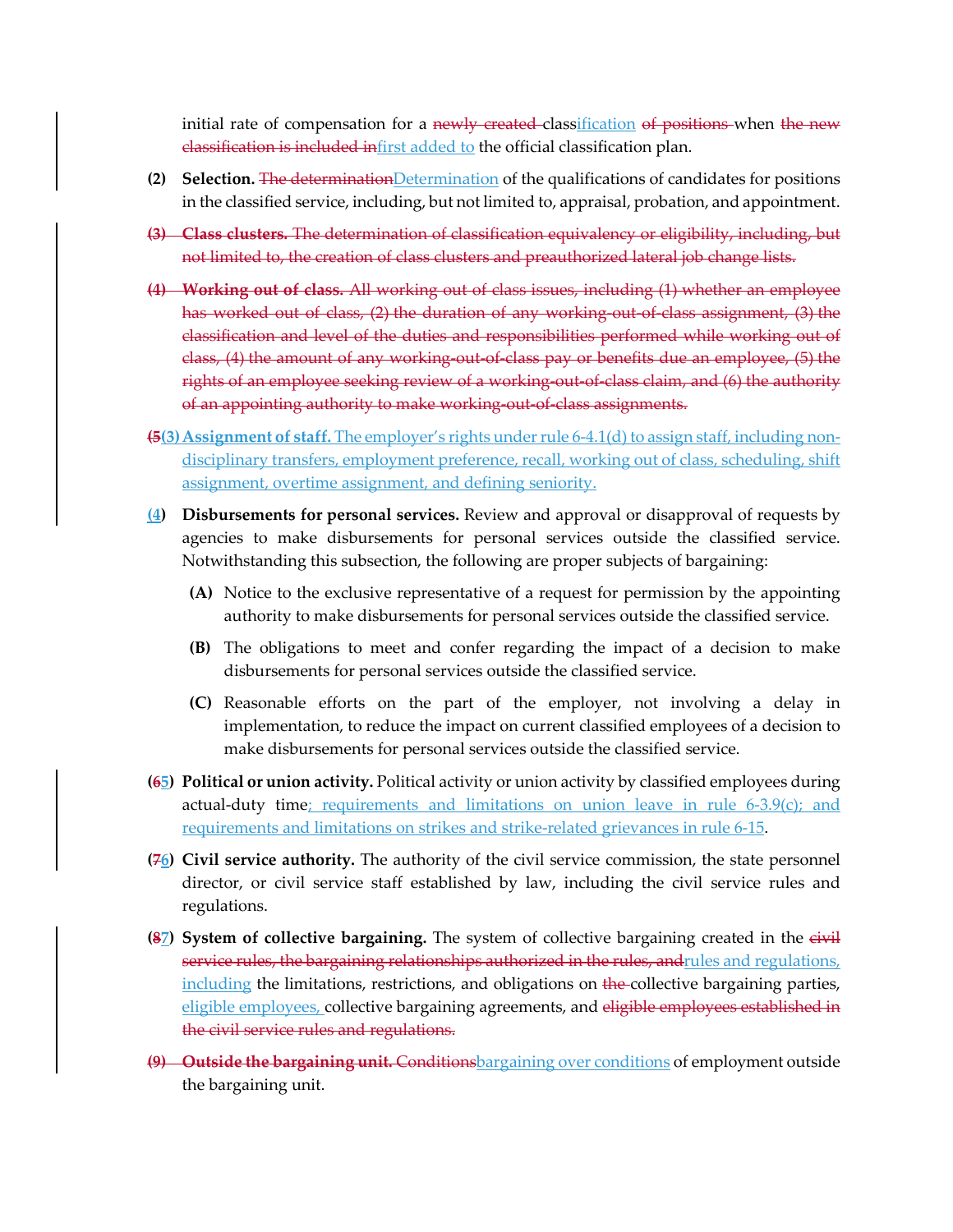initial rate of compensation for a ~~newly created~~ class<u>ification</u> ~~of positions~~ when ~~the new classification is included in~~<u>first added to</u> the official classification plan.

**(2) Selection.** ~~The determination~~<u>Determination</u> of the qualifications of candidates for positions in the classified service, including, but not limited to, appraisal, probation, and appointment.

~~**(3) Class clusters.** The determination of classification equivalency or eligibility, including, but not limited to, the creation of class clusters and preauthorized lateral job change lists.~~

~~**(4) Working out of class.** All working out of class issues, including (1) whether an employee has worked out of class, (2) the duration of any working-out-of-class assignment, (3) the classification and level of the duties and responsibilities performed while working out of class, (4) the amount of any working-out-of-class pay or benefits due an employee, (5) the rights of an employee seeking review of a working-out-of-class claim, and (6) the authority of an appointing authority to make working-out-of-class assignments.~~

**(~~5~~<u>(3) Assignment of staff.</u>** <u>The employer's rights under rule 6-4.1(d) to assign staff, including non-disciplinary transfers, employment preference, recall, working out of class, scheduling, shift assignment, overtime assignment, and defining seniority.</u>

**(<u>4</u>) Disbursements for personal services.** Review and approval or disapproval of requests by agencies to make disbursements for personal services outside the classified service. Notwithstanding this subsection, the following are proper subjects of bargaining:

- **(A)** Notice to the exclusive representative of a request for permission by the appointing authority to make disbursements for personal services outside the classified service.
- **(B)** The obligations to meet and confer regarding the impact of a decision to make disbursements for personal services outside the classified service.
- **(C)** Reasonable efforts on the part of the employer, not involving a delay in implementation, to reduce the impact on current classified employees of a decision to make disbursements for personal services outside the classified service.

**(~~6~~<u>5</u>) Political or union activity.** Political activity or union activity by classified employees during actual-duty time<u>; requirements and limitations on union leave in rule 6-3.9(c); and requirements and limitations on strikes and strike-related grievances in rule 6-15</u>.

**(~~7~~<u>6</u>) Civil service authority.** The authority of the civil service commission, the state personnel director, or civil service staff established by law, including the civil service rules and regulations.

**(~~8~~<u>7</u>) System of collective bargaining.** The system of collective bargaining created in the ~~civil service rules, the bargaining relationships authorized in the rules, and~~<u>rules and regulations, including</u> the limitations, restrictions, and obligations on ~~the~~ collective bargaining parties, <u>eligible employees,</u> collective bargaining agreements, and ~~eligible employees established in the civil service rules and regulations.~~

~~**(9) Outside the bargaining unit.**~~ ~~Conditions~~<u>bargaining over conditions</u> of employment outside the bargaining unit.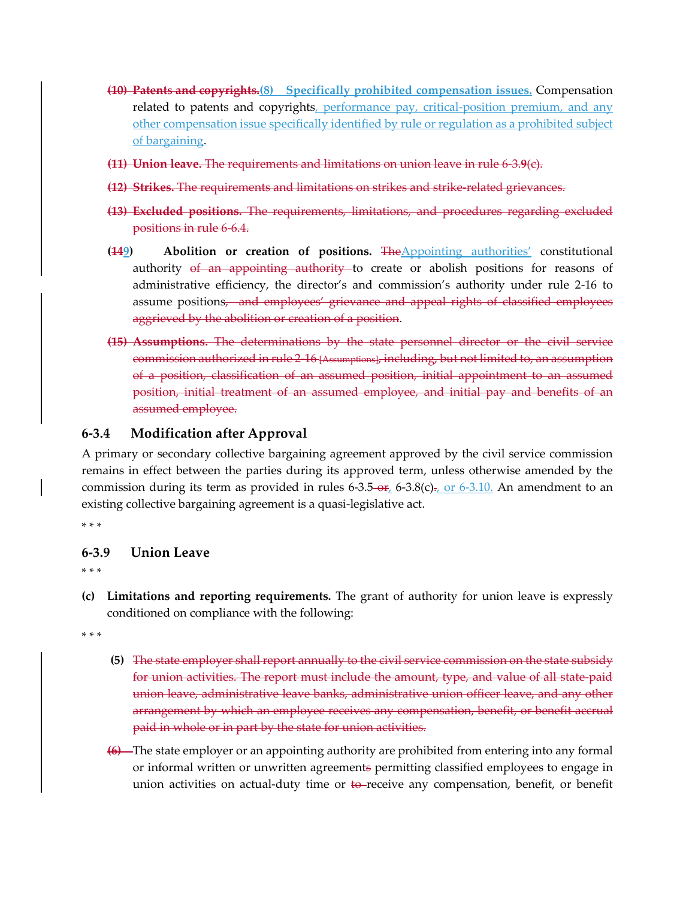- ~~**(10) Patents and copyrights.**~~**(8) Specifically prohibited compensation issues.** Compensation related to patents and copyrights, performance pay, critical-position premium, and any other compensation issue specifically identified by rule or regulation as a prohibited subject of bargaining.

- ~~**(11) Union leave.** The requirements and limitations on union leave in rule 6-3.9(c).~~

- ~~**(12) Strikes.** The requirements and limitations on strikes and strike-related grievances.~~

- ~~**(13) Excluded positions.** The requirements, limitations, and procedures regarding excluded positions in rule 6-6.4.~~

- **(~~14~~9) Abolition or creation of positions.** ~~The~~Appointing authorities' constitutional authority ~~of an appointing authority~~ to create or abolish positions for reasons of administrative efficiency, the director's and commission's authority under rule 2-16 to assume positions~~, and employees' grievance and appeal rights of classified employees aggrieved by the abolition or creation of a position~~.

- ~~**(15) Assumptions.** The determinations by the state personnel director or the civil service commission authorized in rule 2-16 [Assumptions], including, but not limited to, an assumption of a position, classification of an assumed position, initial appointment to an assumed position, initial treatment of an assumed employee, and initial pay and benefits of an assumed employee.~~

### 6-3.4 Modification after Approval

A primary or secondary collective bargaining agreement approved by the civil service commission remains in effect between the parties during its approved term, unless otherwise amended by the commission during its term as provided in rules 6-3.5~~ or~~, 6-3.8(c)~~.~~, or 6-3.10. An amendment to an existing collective bargaining agreement is a quasi-legislative act.

* * *

### 6-3.9 Union Leave

* * *

**(c) Limitations and reporting requirements.** The grant of authority for union leave is expressly conditioned on compliance with the following:

* * *

- **(5)** ~~The state employer shall report annually to the civil service commission on the state subsidy for union activities. The report must include the amount, type, and value of all state-paid union leave, administrative leave banks, administrative union officer leave, and any other arrangement by which an employee receives any compensation, benefit, or benefit accrual paid in whole or in part by the state for union activities.~~

- ~~(6)~~ The state employer or an appointing authority are prohibited from entering into any formal or informal written or unwritten agreement~~s~~ permitting classified employees to engage in union activities on actual-duty time or ~~to~~ receive any compensation, benefit, or benefit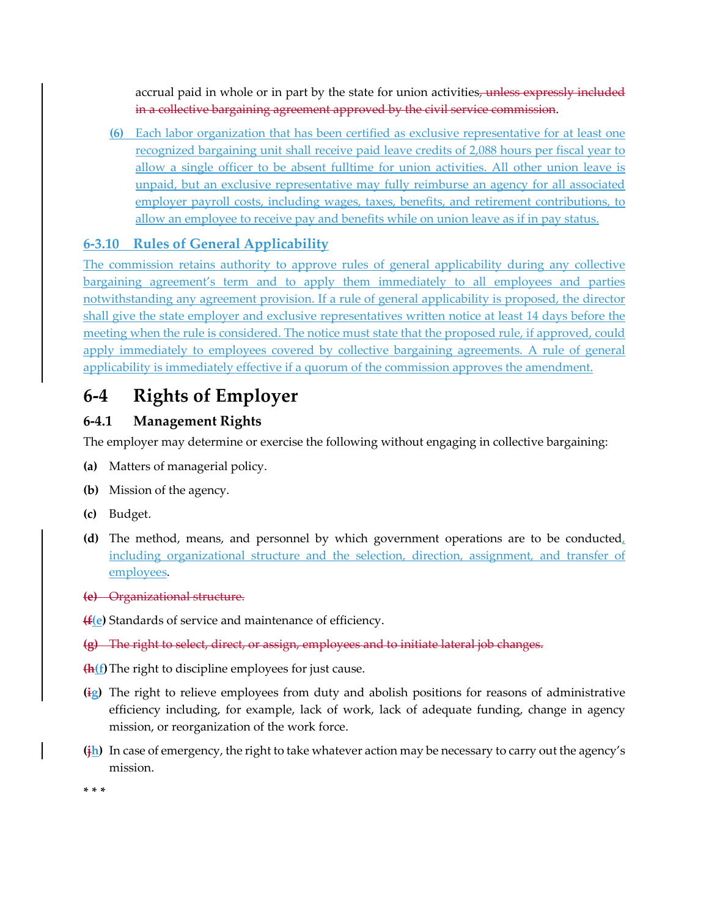accrual paid in whole or in part by the state for union activities~~, unless expressly included in a collective bargaining agreement approved by the civil service commission~~.

(6) Each labor organization that has been certified as exclusive representative for at least one recognized bargaining unit shall receive paid leave credits of 2,088 hours per fiscal year to allow a single officer to be absent fulltime for union activities. All other union leave is unpaid, but an exclusive representative may fully reimburse an agency for all associated employer payroll costs, including wages, taxes, benefits, and retirement contributions, to allow an employee to receive pay and benefits while on union leave as if in pay status.

### 6-3.10 Rules of General Applicability

The commission retains authority to approve rules of general applicability during any collective bargaining agreement's term and to apply them immediately to all employees and parties notwithstanding any agreement provision. If a rule of general applicability is proposed, the director shall give the state employer and exclusive representatives written notice at least 14 days before the meeting when the rule is considered. The notice must state that the proposed rule, if approved, could apply immediately to employees covered by collective bargaining agreements. A rule of general applicability is immediately effective if a quorum of the commission approves the amendment.

## 6-4 Rights of Employer

### 6-4.1 Management Rights

The employer may determine or exercise the following without engaging in collective bargaining:

**(a)** Matters of managerial policy.

**(b)** Mission of the agency.

**(c)** Budget.

**(d)** The method, means, and personnel by which government operations are to be conducted, including organizational structure and the selection, direction, assignment, and transfer of employees.

~~**(e)** Organizational structure.~~

**(~~f~~e)** Standards of service and maintenance of efficiency.

~~**(g)** The right to select, direct, or assign, employees and to initiate lateral job changes.~~

**(~~h~~f)** The right to discipline employees for just cause.

**(~~i~~g)** The right to relieve employees from duty and abolish positions for reasons of administrative efficiency including, for example, lack of work, lack of adequate funding, change in agency mission, or reorganization of the work force.

**(~~j~~h)** In case of emergency, the right to take whatever action may be necessary to carry out the agency's mission.

* * *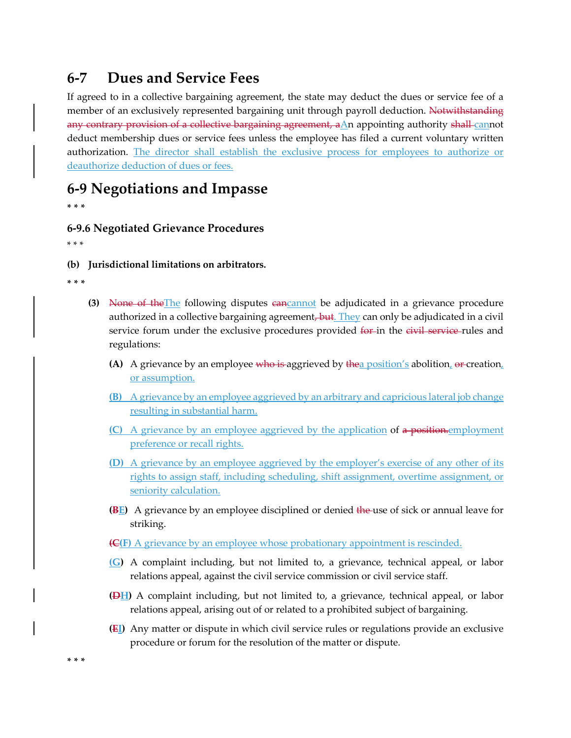## 6-7 Dues and Service Fees

If agreed to in a collective bargaining agreement, the state may deduct the dues or service fee of a member of an exclusively represented bargaining unit through payroll deduction. ~~Notwithstanding any contrary provision of a collective bargaining agreement, a~~An appointing authority ~~shall~~ cannot deduct membership dues or service fees unless the employee has filed a current voluntary written authorization. The director shall establish the exclusive process for employees to authorize or deauthorize deduction of dues or fees.

## 6-9 Negotiations and Impasse

* * *

### 6-9.6 Negotiated Grievance Procedures

* * *

**(b) Jurisdictional limitations on arbitrators.**

* * *

**(3)** ~~None of the~~The following disputes ~~can~~cannot be adjudicated in a grievance procedure authorized in a collective bargaining agreement~~, but~~. They can only be adjudicated in a civil service forum under the exclusive procedures provided ~~for~~ in the ~~civil service~~ rules and regulations:

**(A)** A grievance by an employee ~~who is~~ aggrieved by ~~the~~a position's abolition, ~~or~~ creation, or assumption.

**(B)** A grievance by an employee aggrieved by an arbitrary and capricious lateral job change resulting in substantial harm.

**(C)** A grievance by an employee aggrieved by the application of ~~a position.~~employment preference or recall rights.

**(D)** A grievance by an employee aggrieved by the employer's exercise of any other of its rights to assign staff, including scheduling, shift assignment, overtime assignment, or seniority calculation.

**(~~B~~E)** A grievance by an employee disciplined or denied ~~the~~ use of sick or annual leave for striking.

**(~~C~~F)** A grievance by an employee whose probationary appointment is rescinded.

**(G)** A complaint including, but not limited to, a grievance, technical appeal, or labor relations appeal, against the civil service commission or civil service staff.

**(~~D~~H)** A complaint including, but not limited to, a grievance, technical appeal, or labor relations appeal, arising out of or related to a prohibited subject of bargaining.

**(~~E~~I)** Any matter or dispute in which civil service rules or regulations provide an exclusive procedure or forum for the resolution of the matter or dispute.

* * *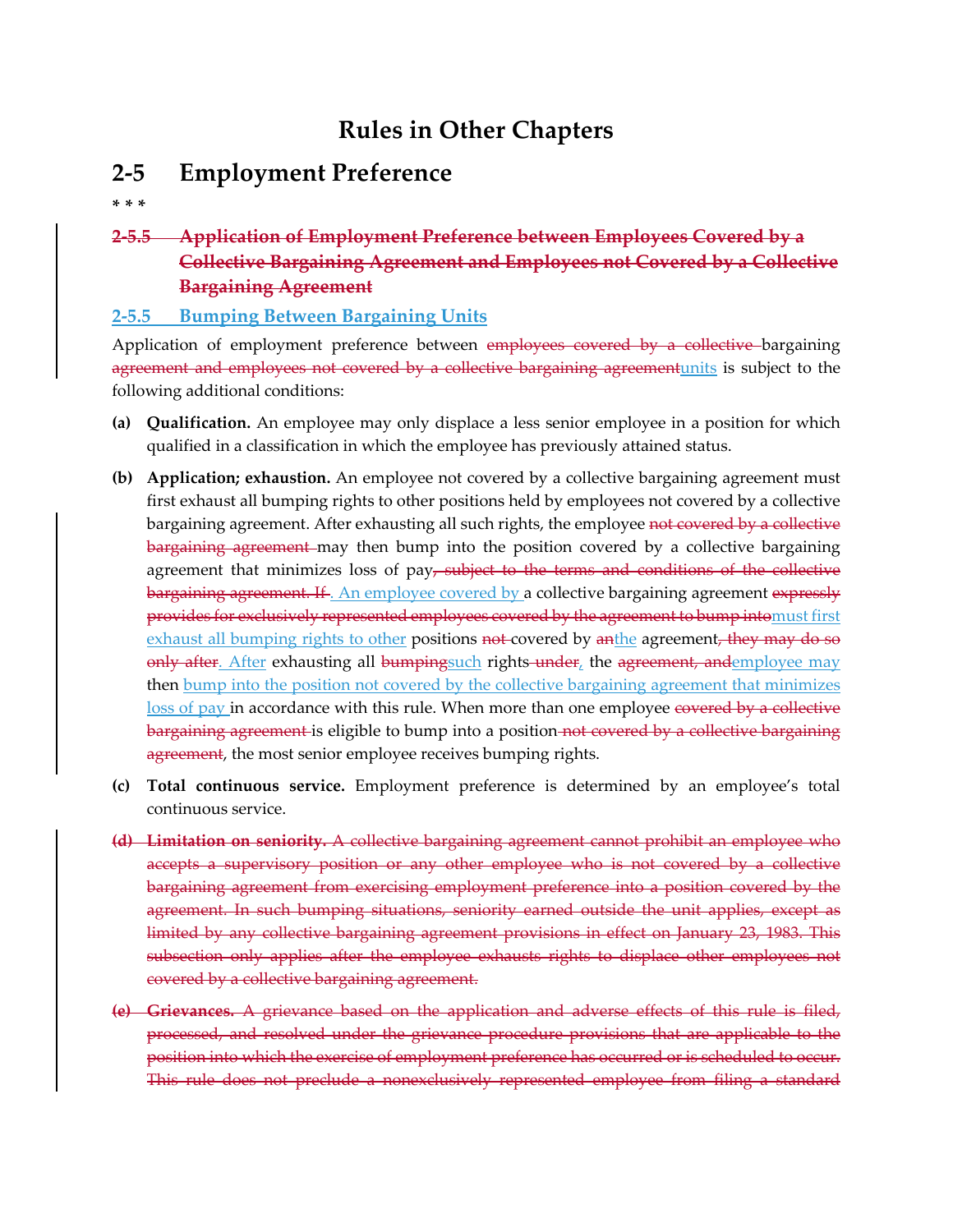# Rules in Other Chapters

## 2-5 Employment Preference

* * *

### ~~2-5.5 Application of Employment Preference between Employees Covered by a Collective Bargaining Agreement and Employees not Covered by a Collective Bargaining Agreement~~

### 2-5.5 Bumping Between Bargaining Units

Application of employment preference between ~~employees covered by a collective~~ bargaining ~~agreement and employees not covered by a collective bargaining agreement~~units is subject to the following additional conditions:

**(a) Qualification.** An employee may only displace a less senior employee in a position for which qualified in a classification in which the employee has previously attained status.

**(b) Application; exhaustion.** An employee not covered by a collective bargaining agreement must first exhaust all bumping rights to other positions held by employees not covered by a collective bargaining agreement. After exhausting all such rights, the employee ~~not covered by a collective bargaining agreement~~ may then bump into the position covered by a collective bargaining agreement that minimizes loss of pay~~, subject to the terms and conditions of the collective bargaining agreement. If~~. An employee covered by a collective bargaining agreement ~~expressly provides for exclusively represented employees covered by the agreement to bump into~~must first exhaust all bumping rights to other positions ~~not~~ covered by ~~an~~the agreement~~, they may do so only after~~. After exhausting all ~~bumping~~such rights~~ under~~, the ~~agreement, and~~employee may then bump into the position not covered by the collective bargaining agreement that minimizes loss of pay in accordance with this rule. When more than one employee ~~covered by a collective bargaining agreement~~ is eligible to bump into a position~~ not covered by a collective bargaining agreement~~, the most senior employee receives bumping rights.

**(c) Total continuous service.** Employment preference is determined by an employee's total continuous service.

~~**(d) Limitation on seniority.** A collective bargaining agreement cannot prohibit an employee who accepts a supervisory position or any other employee who is not covered by a collective bargaining agreement from exercising employment preference into a position covered by the agreement. In such bumping situations, seniority earned outside the unit applies, except as limited by any collective bargaining agreement provisions in effect on January 23, 1983. This subsection only applies after the employee exhausts rights to displace other employees not covered by a collective bargaining agreement.~~

~~**(e) Grievances.** A grievance based on the application and adverse effects of this rule is filed, processed, and resolved under the grievance procedure provisions that are applicable to the position into which the exercise of employment preference has occurred or is scheduled to occur. This rule does not preclude a nonexclusively represented employee from filing a standard~~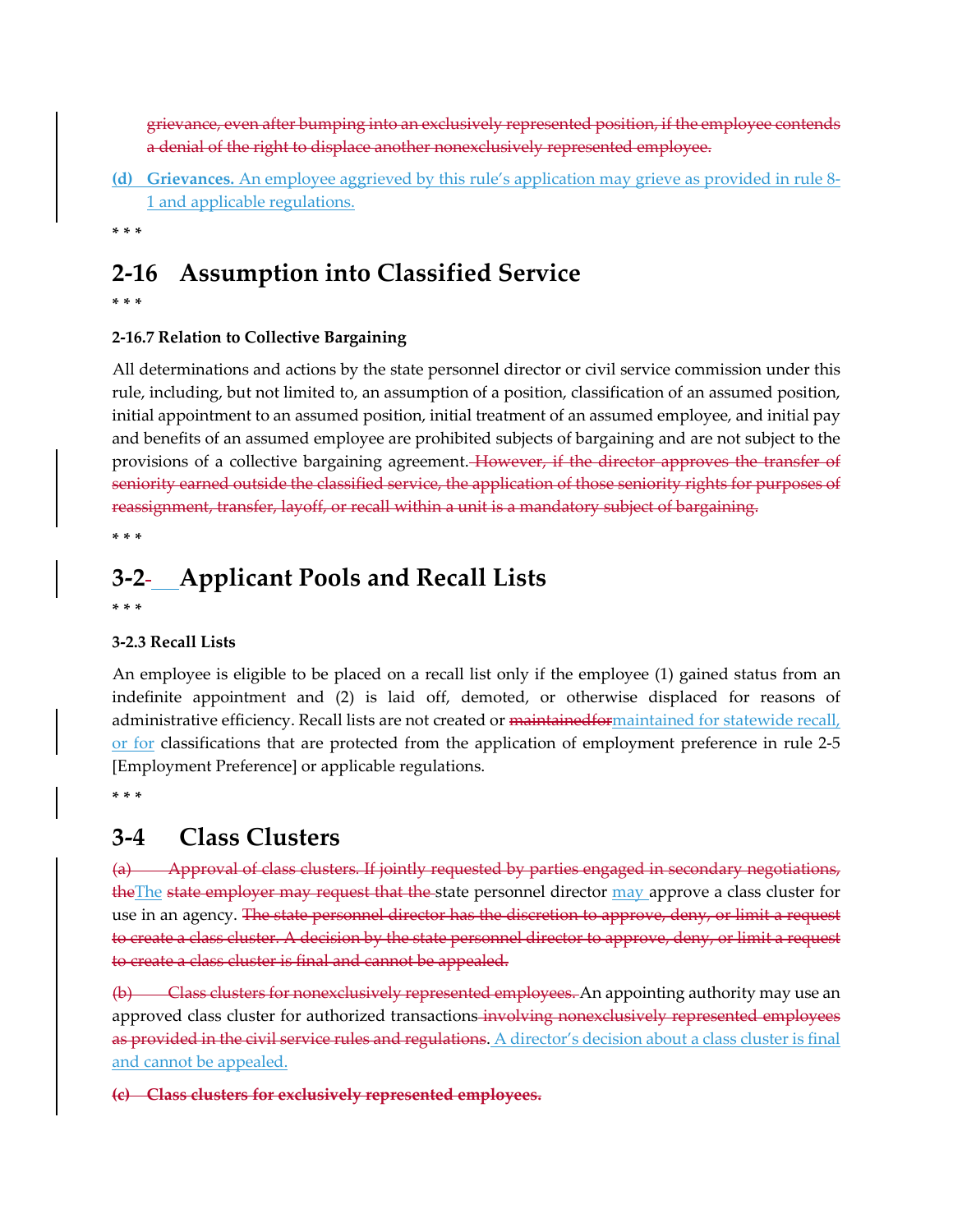~~grievance, even after bumping into an exclusively represented position, if the employee contends a denial of the right to displace another nonexclusively represented employee.~~

<u>**(d) Grievances.** An employee aggrieved by this rule's application may grieve as provided in rule 8-1 and applicable regulations.</u>

* * *

# 2-16 Assumption into Classified Service

* * *

### 2-16.7 Relation to Collective Bargaining

All determinations and actions by the state personnel director or civil service commission under this rule, including, but not limited to, an assumption of a position, classification of an assumed position, initial appointment to an assumed position, initial treatment of an assumed employee, and initial pay and benefits of an assumed employee are prohibited subjects of bargaining and are not subject to the provisions of a collective bargaining agreement. ~~However, if the director approves the transfer of seniority earned outside the classified service, the application of those seniority rights for purposes of reassignment, transfer, layoff, or recall within a unit is a mandatory subject of bargaining.~~

* * *

# 3-2 Applicant Pools and Recall Lists

* * *

### 3-2.3 Recall Lists

An employee is eligible to be placed on a recall list only if the employee (1) gained status from an indefinite appointment and (2) is laid off, demoted, or otherwise displaced for reasons of administrative efficiency. Recall lists are not created or ~~maintainedfor~~<u>maintained for statewide recall, or for</u> classifications that are protected from the application of employment preference in rule 2-5 [Employment Preference] or applicable regulations.

* * *

# 3-4 Class Clusters

~~(a) Approval of class clusters. If jointly requested by parties engaged in secondary negotiations, the~~<u>The</u> ~~state employer may request that the~~ state personnel director <u>may</u> approve a class cluster for use in an agency. ~~The state personnel director has the discretion to approve, deny, or limit a request to create a class cluster. A decision by the state personnel director to approve, deny, or limit a request to create a class cluster is final and cannot be appealed.~~

~~(b) Class clusters for nonexclusively represented employees.~~ An appointing authority may use an approved class cluster for authorized transactions ~~involving nonexclusively represented employees as provided in the civil service rules and regulations~~. <u>A director's decision about a class cluster is final and cannot be appealed.</u>

~~**(c) Class clusters for exclusively represented employees.**~~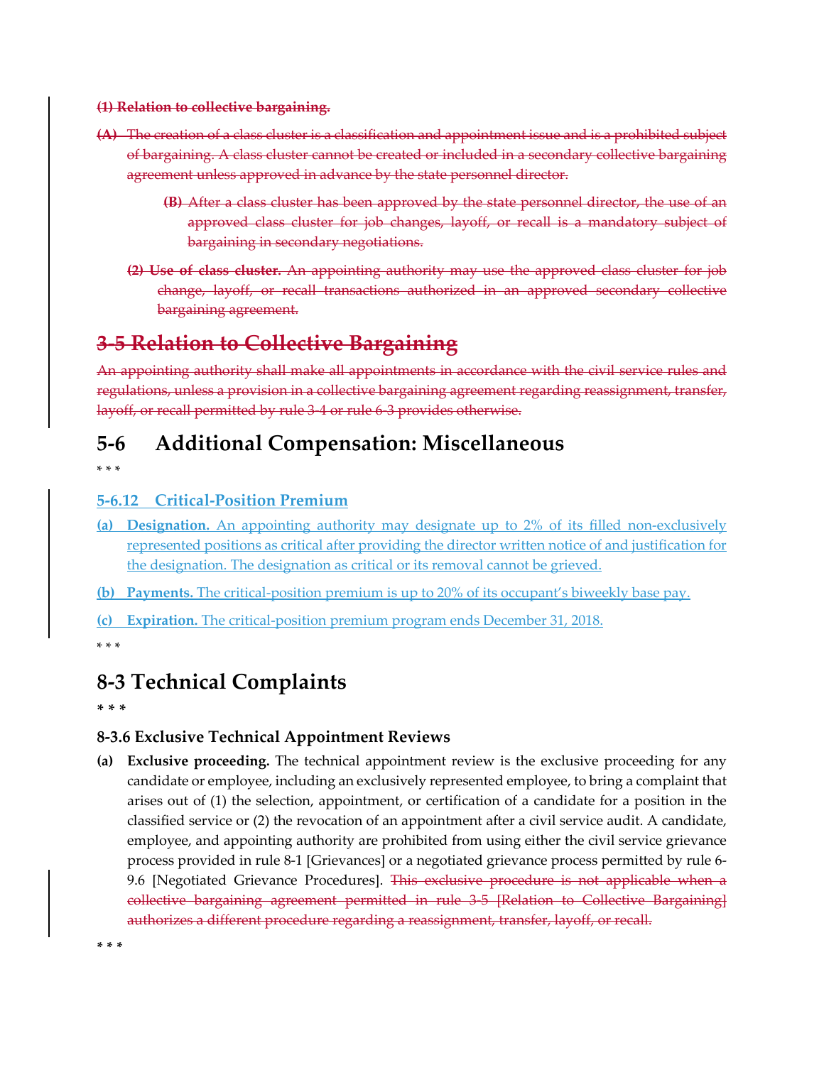~~**(1) Relation to collective bargaining.**~~

~~**(A)** The creation of a class cluster is a classification and appointment issue and is a prohibited subject of bargaining. A class cluster cannot be created or included in a secondary collective bargaining agreement unless approved in advance by the state personnel director.~~

~~**(B)** After a class cluster has been approved by the state personnel director, the use of an approved class cluster for job changes, layoff, or recall is a mandatory subject of bargaining in secondary negotiations.~~

~~**(2) Use of class cluster.** An appointing authority may use the approved class cluster for job change, layoff, or recall transactions authorized in an approved secondary collective bargaining agreement.~~

# ~~3-5 Relation to Collective Bargaining~~

~~An appointing authority shall make all appointments in accordance with the civil service rules and regulations, unless a provision in a collective bargaining agreement regarding reassignment, transfer, layoff, or recall permitted by rule 3-4 or rule 6-3 provides otherwise.~~

# 5-6 Additional Compensation: Miscellaneous

* * *

### <u>5-6.12 Critical-Position Premium</u>

<u>**(a) Designation.** An appointing authority may designate up to 2% of its filled non-exclusively represented positions as critical after providing the director written notice of and justification for the designation. The designation as critical or its removal cannot be grieved.</u>

<u>**(b) Payments.** The critical-position premium is up to 20% of its occupant's biweekly base pay.</u>

<u>**(c) Expiration.** The critical-position premium program ends December 31, 2018.</u>

* * *

# 8-3 Technical Complaints

* * *

### 8-3.6 Exclusive Technical Appointment Reviews

**(a) Exclusive proceeding.** The technical appointment review is the exclusive proceeding for any candidate or employee, including an exclusively represented employee, to bring a complaint that arises out of (1) the selection, appointment, or certification of a candidate for a position in the classified service or (2) the revocation of an appointment after a civil service audit. A candidate, employee, and appointing authority are prohibited from using either the civil service grievance process provided in rule 8-1 [Grievances] or a negotiated grievance process permitted by rule 6-9.6 [Negotiated Grievance Procedures]. ~~This exclusive procedure is not applicable when a collective bargaining agreement permitted in rule 3-5 [Relation to Collective Bargaining] authorizes a different procedure regarding a reassignment, transfer, layoff, or recall.~~

* * *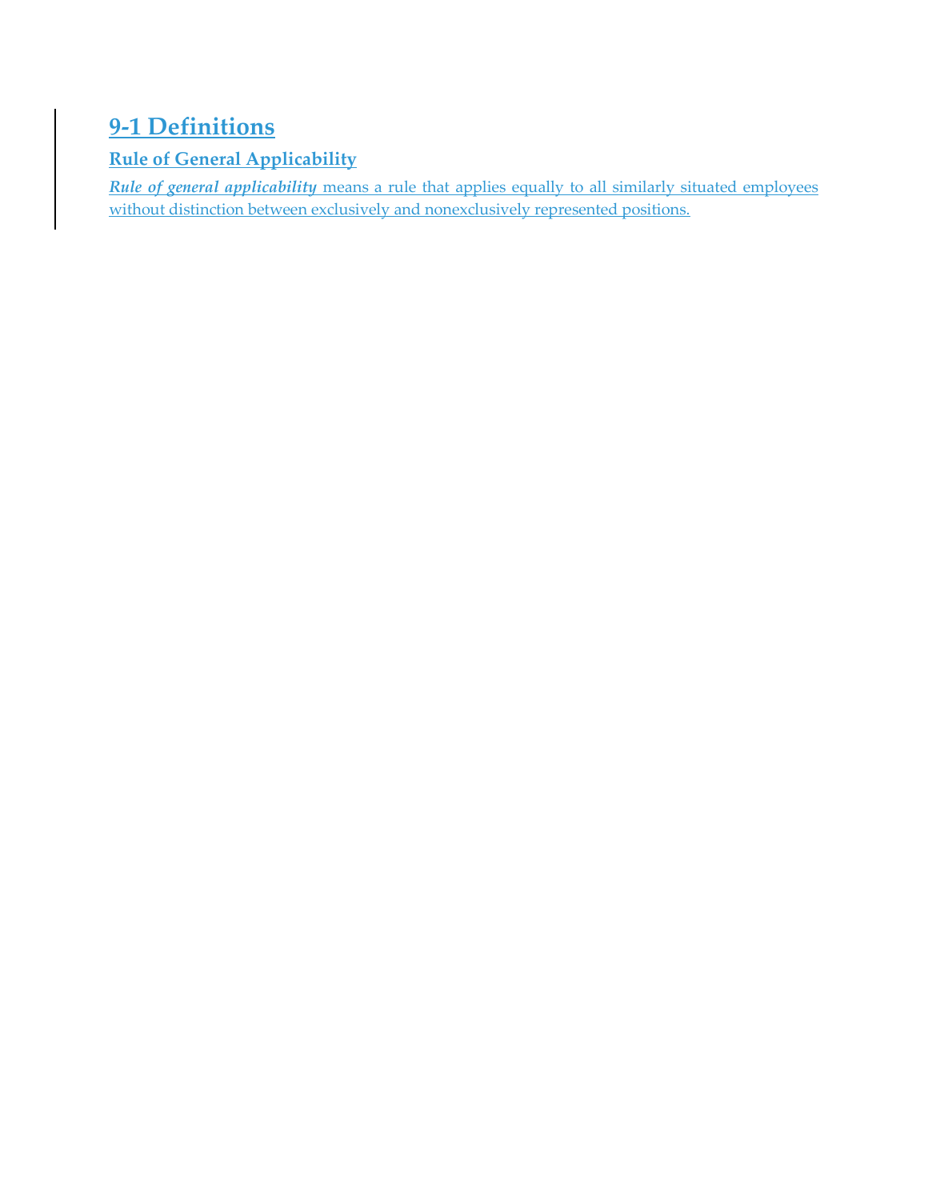## 9-1 Definitions

### Rule of General Applicability

***Rule of general applicability*** means a rule that applies equally to all similarly situated employees without distinction between exclusively and nonexclusively represented positions.